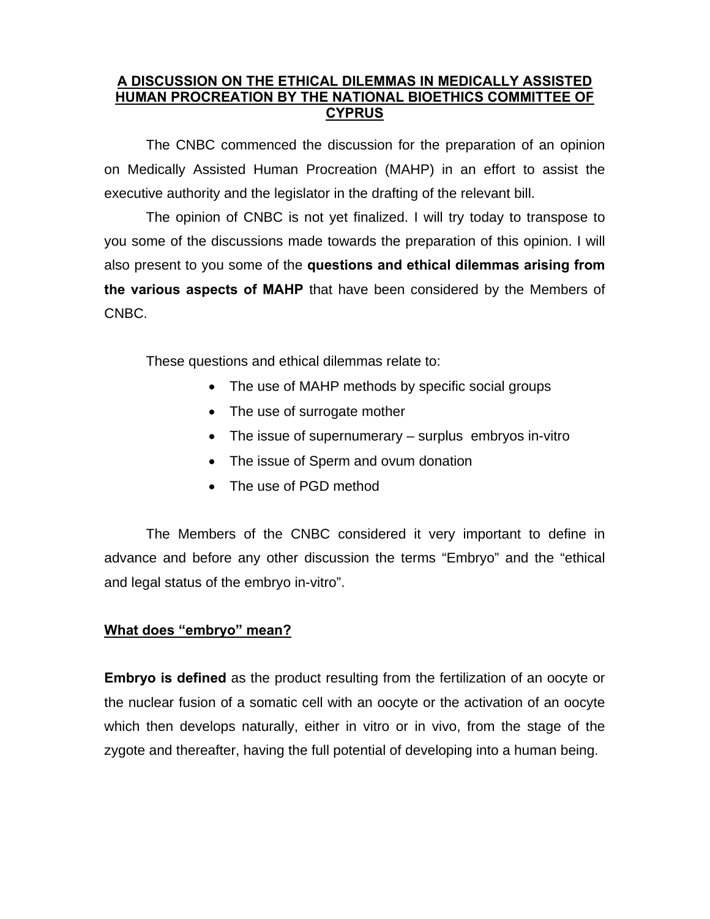# A DISCUSSION ON THE ETHICAL DILEMMAS IN MEDICALLY ASSISTED HUMAN PROCREATION BY THE NATIONAL BIOETHICS COMMITTEE OF CYPRUS

The CNBC commenced the discussion for the preparation of an opinion on Medically Assisted Human Procreation (MAHP) in an effort to assist the executive authority and the legislator in the drafting of the relevant bill.

The opinion of CNBC is not yet finalized. I will try today to transpose to you some of the discussions made towards the preparation of this opinion. I will also present to you some of the **questions and ethical dilemmas arising from the various aspects of MAHP** that have been considered by the Members of CNBC.

These questions and ethical dilemmas relate to:

- The use of MAHP methods by specific social groups
- The use of surrogate mother
- The issue of supernumerary – surplus embryos in-vitro
- The issue of Sperm and ovum donation
- The use of PGD method

The Members of the CNBC considered it very important to define in advance and before any other discussion the terms "Embryo" and the "ethical and legal status of the embryo in-vitro".

## What does "embryo" mean?

**Embryo is defined** as the product resulting from the fertilization of an oocyte or the nuclear fusion of a somatic cell with an oocyte or the activation of an oocyte which then develops naturally, either in vitro or in vivo, from the stage of the zygote and thereafter, having the full potential of developing into a human being.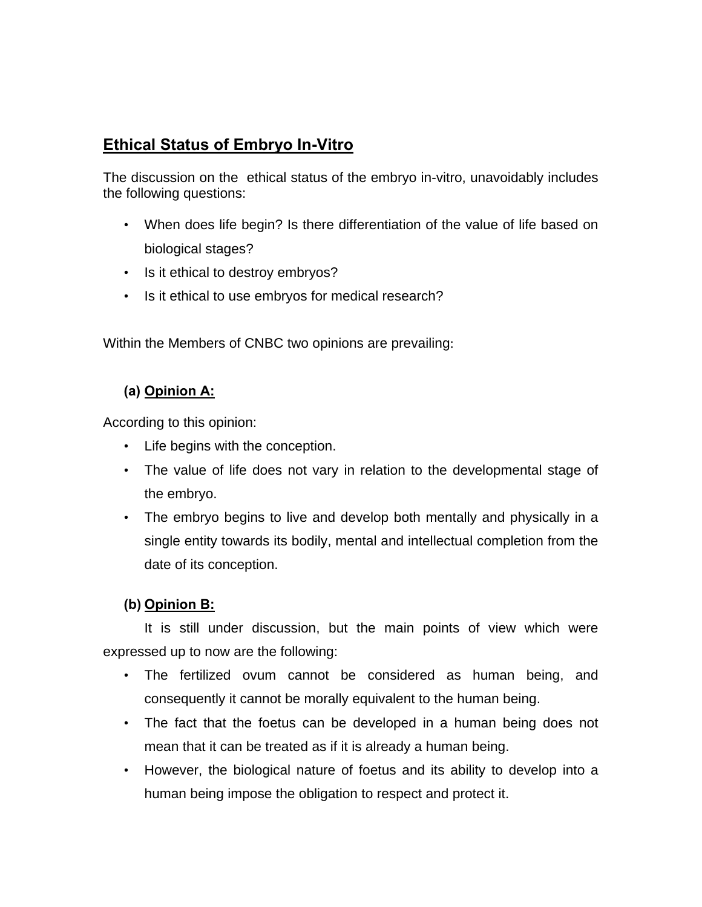## Ethical Status of Embryo In-Vitro

The discussion on the ethical status of the embryo in-vitro, unavoidably includes the following questions:

- When does life begin? Is there differentiation of the value of life based on biological stages?
- Is it ethical to destroy embryos?
- Is it ethical to use embryos for medical research?

Within the Members of CNBC two opinions are prevailing:

### (a) Opinion A:

According to this opinion:

- Life begins with the conception.
- The value of life does not vary in relation to the developmental stage of the embryo.
- The embryo begins to live and develop both mentally and physically in a single entity towards its bodily, mental and intellectual completion from the date of its conception.

### (b) Opinion B:

It is still under discussion, but the main points of view which were expressed up to now are the following:

- The fertilized ovum cannot be considered as human being, and consequently it cannot be morally equivalent to the human being.
- The fact that the foetus can be developed in a human being does not mean that it can be treated as if it is already a human being.
- However, the biological nature of foetus and its ability to develop into a human being impose the obligation to respect and protect it.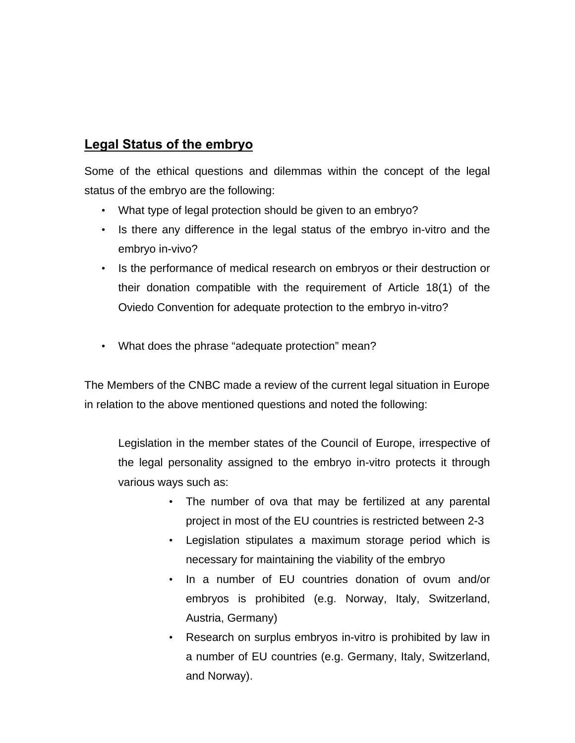## Legal Status of the embryo

Some of the ethical questions and dilemmas within the concept of the legal status of the embryo are the following:

- What type of legal protection should be given to an embryo?
- Is there any difference in the legal status of the embryo in-vitro and the embryo in-vivo?
- Is the performance of medical research on embryos or their destruction or their donation compatible with the requirement of Article 18(1) of the Oviedo Convention for adequate protection to the embryo in-vitro?
- What does the phrase "adequate protection" mean?

The Members of the CNBC made a review of the current legal situation in Europe in relation to the above mentioned questions and noted the following:

> Legislation in the member states of the Council of Europe, irrespective of the legal personality assigned to the embryo in-vitro protects it through various ways such as:
>
> - The number of ova that may be fertilized at any parental project in most of the EU countries is restricted between 2-3
> - Legislation stipulates a maximum storage period which is necessary for maintaining the viability of the embryo
> - In a number of EU countries donation of ovum and/or embryos is prohibited (e.g. Norway, Italy, Switzerland, Austria, Germany)
> - Research on surplus embryos in-vitro is prohibited by law in a number of EU countries (e.g. Germany, Italy, Switzerland, and Norway).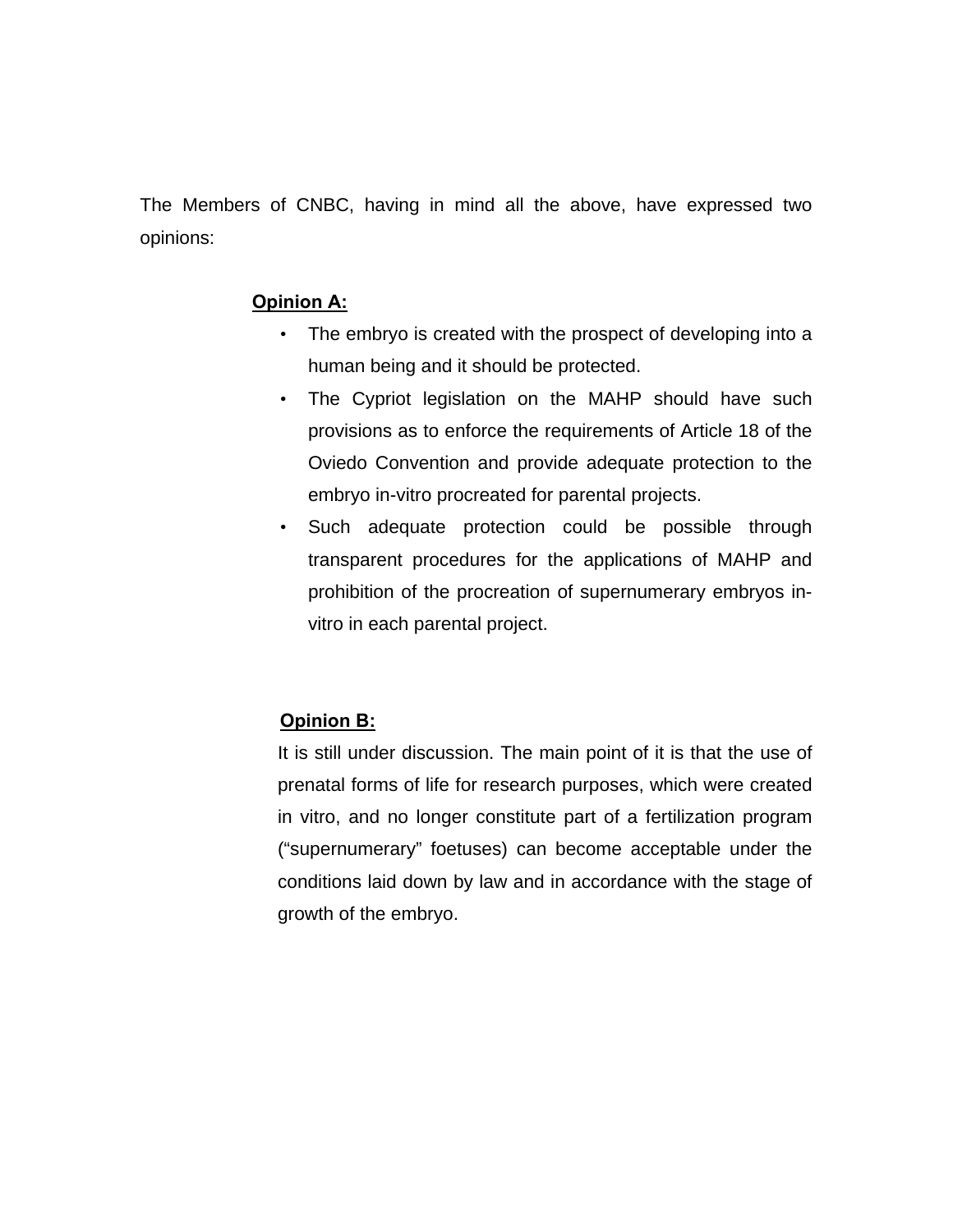The Members of CNBC, having in mind all the above, have expressed two opinions:

**Opinion A:**

- The embryo is created with the prospect of developing into a human being and it should be protected.
- The Cypriot legislation on the MAHP should have such provisions as to enforce the requirements of Article 18 of the Oviedo Convention and provide adequate protection to the embryo in-vitro procreated for parental projects.
- Such adequate protection could be possible through transparent procedures for the applications of MAHP and prohibition of the procreation of supernumerary embryos in-vitro in each parental project.

**Opinion B:**

It is still under discussion. The main point of it is that the use of prenatal forms of life for research purposes, which were created in vitro, and no longer constitute part of a fertilization program ("supernumerary" foetuses) can become acceptable under the conditions laid down by law and in accordance with the stage of growth of the embryo.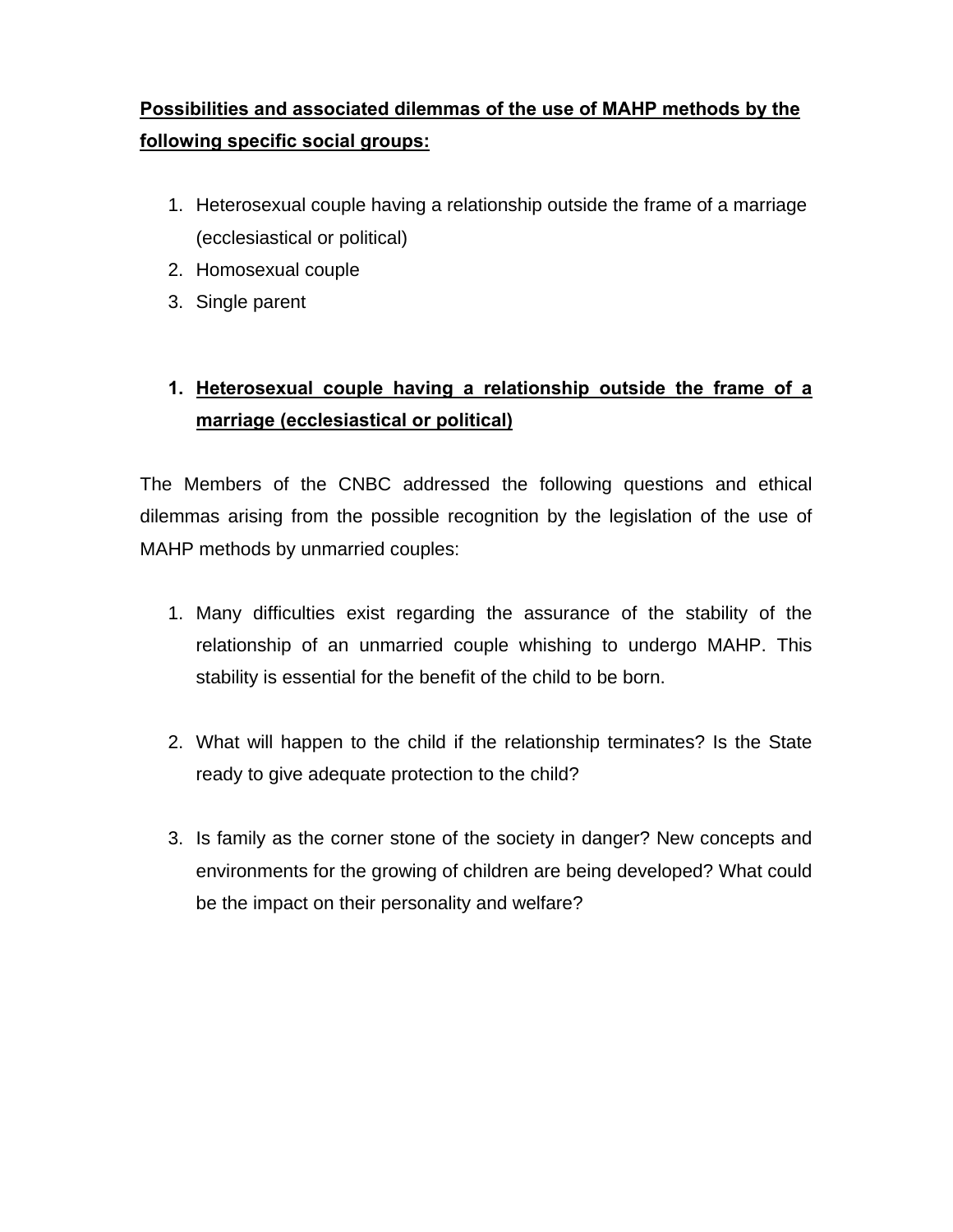**Possibilities and associated dilemmas of the use of MAHP methods by the following specific social groups:**

1. Heterosexual couple having a relationship outside the frame of a marriage (ecclesiastical or political)
2. Homosexual couple
3. Single parent

## 1. Heterosexual couple having a relationship outside the frame of a marriage (ecclesiastical or political)

The Members of the CNBC addressed the following questions and ethical dilemmas arising from the possible recognition by the legislation of the use of MAHP methods by unmarried couples:

1. Many difficulties exist regarding the assurance of the stability of the relationship of an unmarried couple whishing to undergo MAHP. This stability is essential for the benefit of the child to be born.

2. What will happen to the child if the relationship terminates? Is the State ready to give adequate protection to the child?

3. Is family as the corner stone of the society in danger? New concepts and environments for the growing of children are being developed? What could be the impact on their personality and welfare?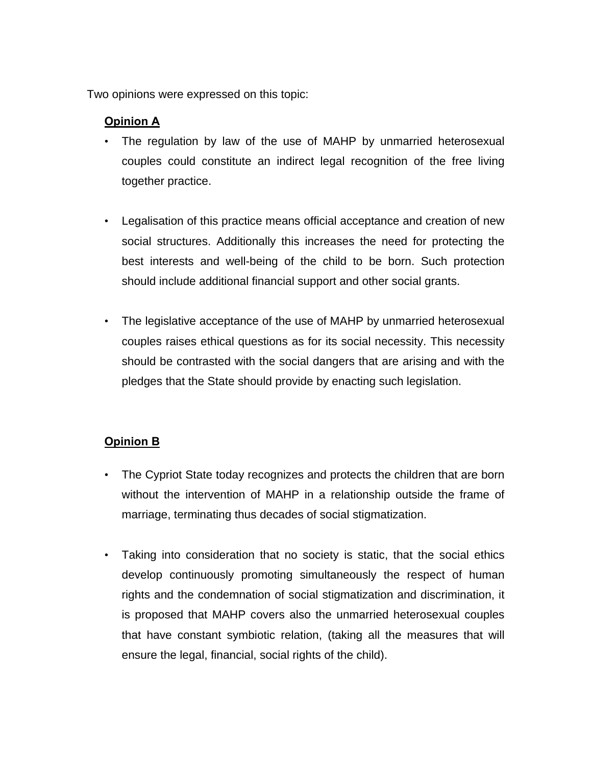Two opinions were expressed on this topic:

**Opinion A**

- The regulation by law of the use of MAHP by unmarried heterosexual couples could constitute an indirect legal recognition of the free living together practice.

- Legalisation of this practice means official acceptance and creation of new social structures. Additionally this increases the need for protecting the best interests and well-being of the child to be born. Such protection should include additional financial support and other social grants.

- The legislative acceptance of the use of MAHP by unmarried heterosexual couples raises ethical questions as for its social necessity. This necessity should be contrasted with the social dangers that are arising and with the pledges that the State should provide by enacting such legislation.

**Opinion B**

- The Cypriot State today recognizes and protects the children that are born without the intervention of MAHP in a relationship outside the frame of marriage, terminating thus decades of social stigmatization.

- Taking into consideration that no society is static, that the social ethics develop continuously promoting simultaneously the respect of human rights and the condemnation of social stigmatization and discrimination, it is proposed that MAHP covers also the unmarried heterosexual couples that have constant symbiotic relation, (taking all the measures that will ensure the legal, financial, social rights of the child).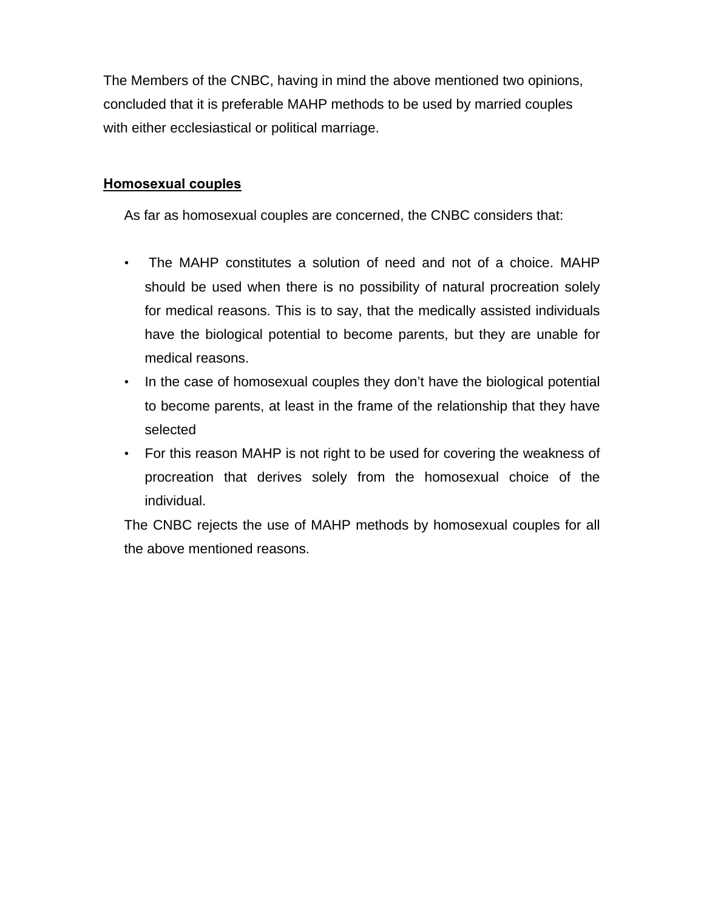The Members of the CNBC, having in mind the above mentioned two opinions, concluded that it is preferable MAHP methods to be used by married couples with either ecclesiastical or political marriage.

## Homosexual couples

As far as homosexual couples are concerned, the CNBC considers that:

- The MAHP constitutes a solution of need and not of a choice. MAHP should be used when there is no possibility of natural procreation solely for medical reasons. This is to say, that the medically assisted individuals have the biological potential to become parents, but they are unable for medical reasons.
- In the case of homosexual couples they don't have the biological potential to become parents, at least in the frame of the relationship that they have selected
- For this reason MAHP is not right to be used for covering the weakness of procreation that derives solely from the homosexual choice of the individual.

The CNBC rejects the use of MAHP methods by homosexual couples for all the above mentioned reasons.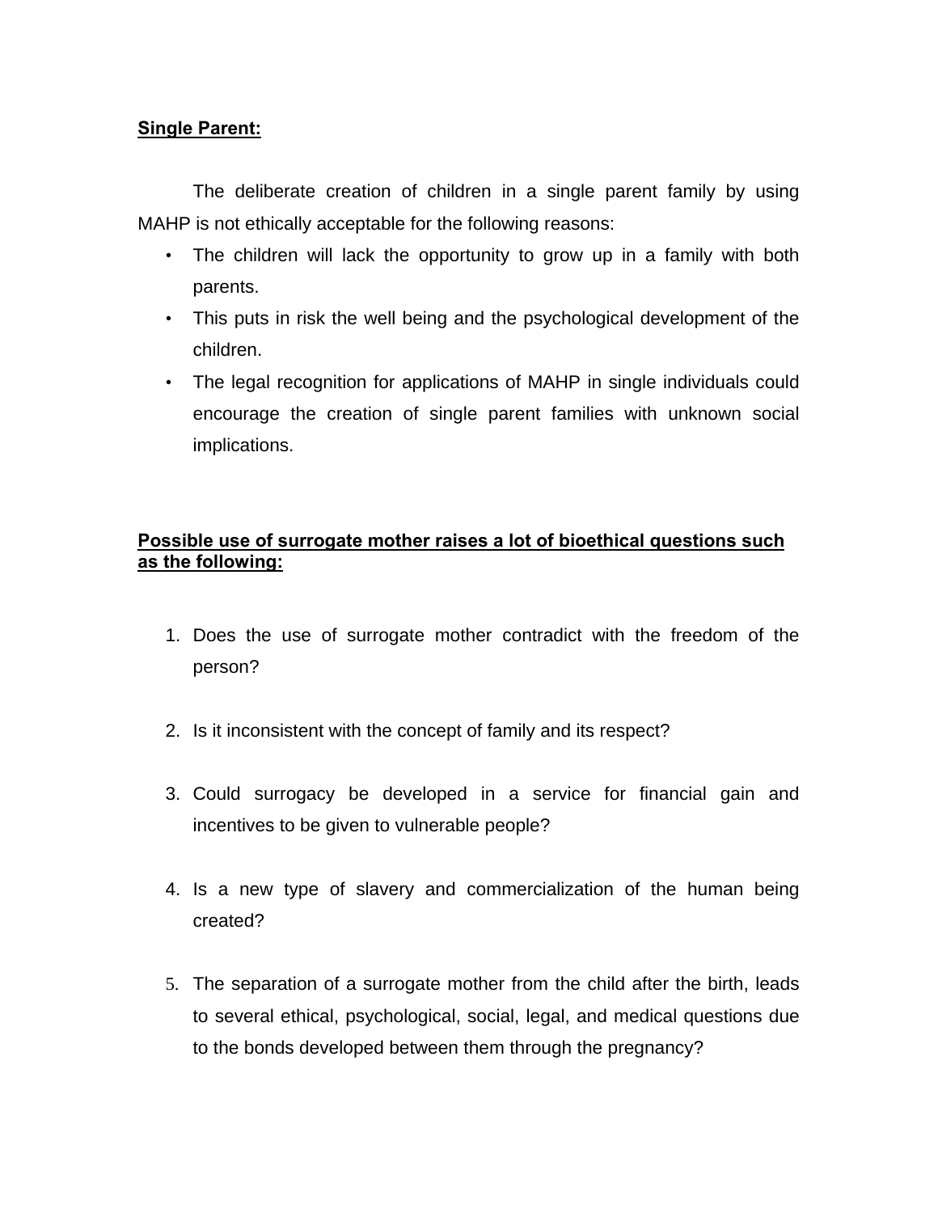**Single Parent:**

The deliberate creation of children in a single parent family by using MAHP is not ethically acceptable for the following reasons:

- The children will lack the opportunity to grow up in a family with both parents.
- This puts in risk the well being and the psychological development of the children.
- The legal recognition for applications of MAHP in single individuals could encourage the creation of single parent families with unknown social implications.

**Possible use of surrogate mother raises a lot of bioethical questions such as the following:**

1. Does the use of surrogate mother contradict with the freedom of the person?
2. Is it inconsistent with the concept of family and its respect?
3. Could surrogacy be developed in a service for financial gain and incentives to be given to vulnerable people?
4. Is a new type of slavery and commercialization of the human being created?
5. The separation of a surrogate mother from the child after the birth, leads to several ethical, psychological, social, legal, and medical questions due to the bonds developed between them through the pregnancy?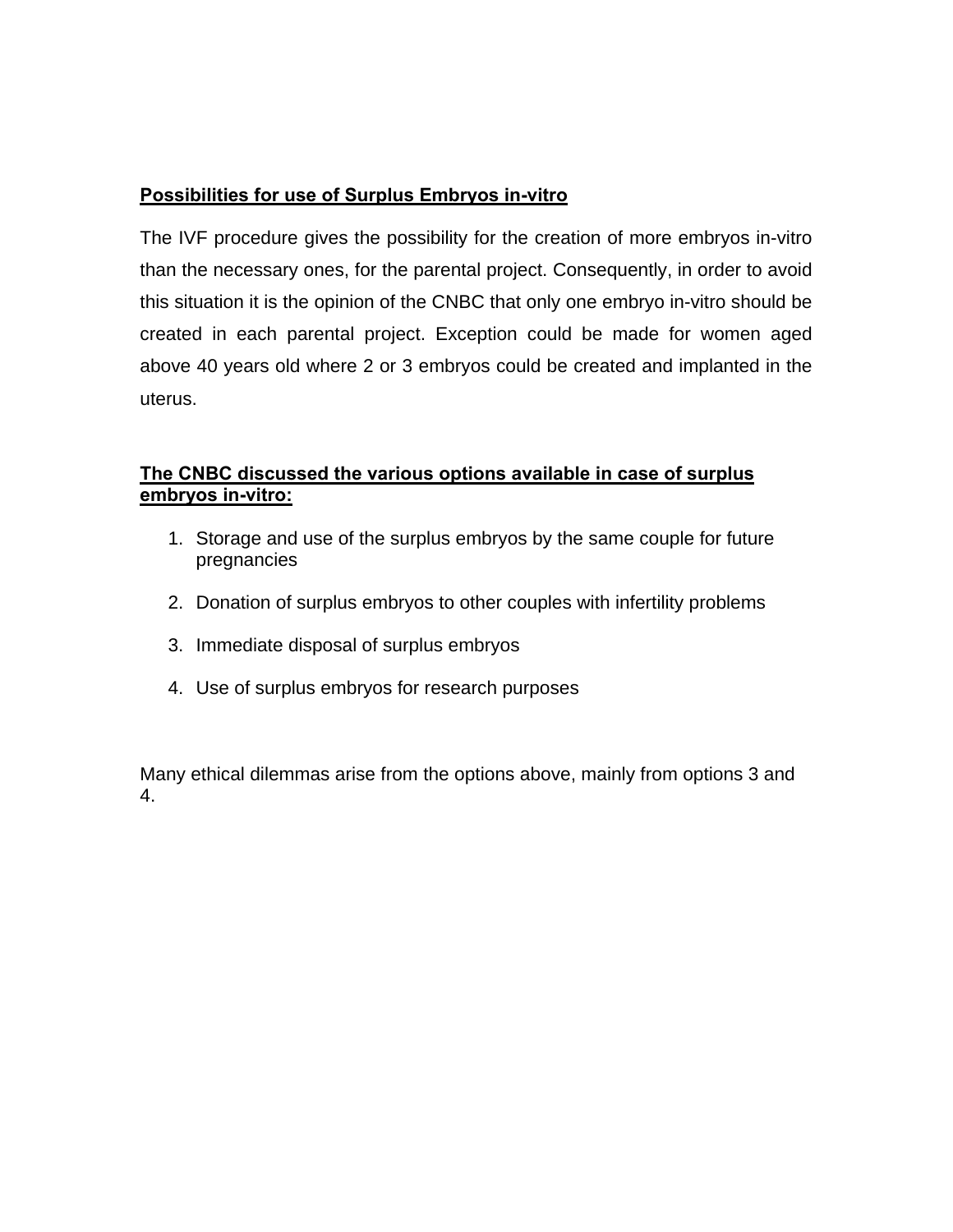**Possibilities for use of Surplus Embryos in-vitro**

The IVF procedure gives the possibility for the creation of more embryos in-vitro than the necessary ones, for the parental project. Consequently, in order to avoid this situation it is the opinion of the CNBC that only one embryo in-vitro should be created in each parental project. Exception could be made for women aged above 40 years old where 2 or 3 embryos could be created and implanted in the uterus.

**The CNBC discussed the various options available in case of surplus embryos in-vitro:**

1. Storage and use of the surplus embryos by the same couple for future pregnancies
2. Donation of surplus embryos to other couples with infertility problems
3. Immediate disposal of surplus embryos
4. Use of surplus embryos for research purposes

Many ethical dilemmas arise from the options above, mainly from options 3 and 4.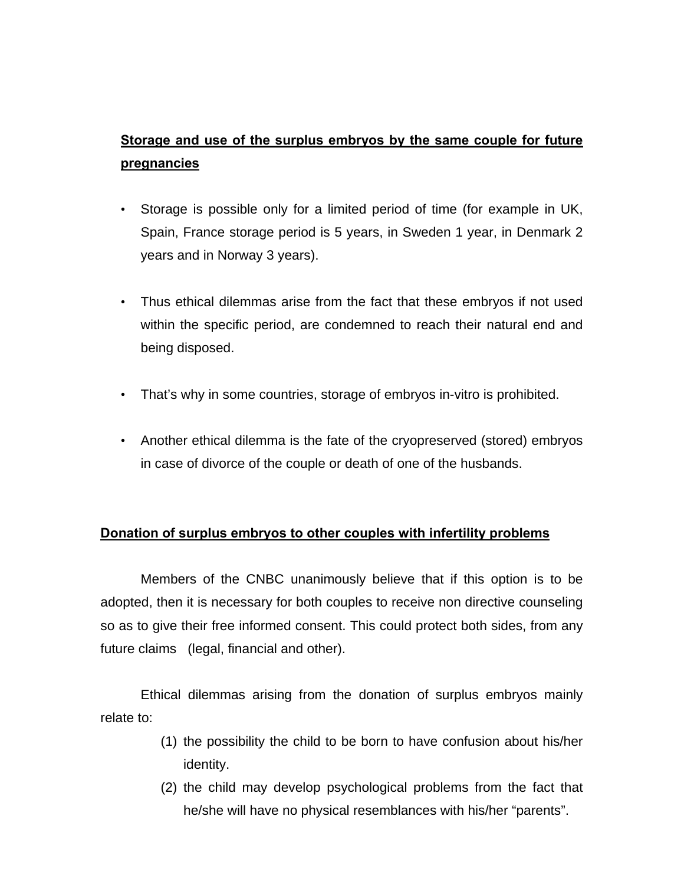**Storage and use of the surplus embryos by the same couple for future pregnancies**

- Storage is possible only for a limited period of time (for example in UK, Spain, France storage period is 5 years, in Sweden 1 year, in Denmark 2 years and in Norway 3 years).

- Thus ethical dilemmas arise from the fact that these embryos if not used within the specific period, are condemned to reach their natural end and being disposed.

- That's why in some countries, storage of embryos in-vitro is prohibited.

- Another ethical dilemma is the fate of the cryopreserved (stored) embryos in case of divorce of the couple or death of one of the husbands.

**Donation of surplus embryos to other couples with infertility problems**

Members of the CNBC unanimously believe that if this option is to be adopted, then it is necessary for both couples to receive non directive counseling so as to give their free informed consent. This could protect both sides, from any future claims (legal, financial and other).

Ethical dilemmas arising from the donation of surplus embryos mainly relate to:

(1) the possibility the child to be born to have confusion about his/her identity.
(2) the child may develop psychological problems from the fact that he/she will have no physical resemblances with his/her "parents".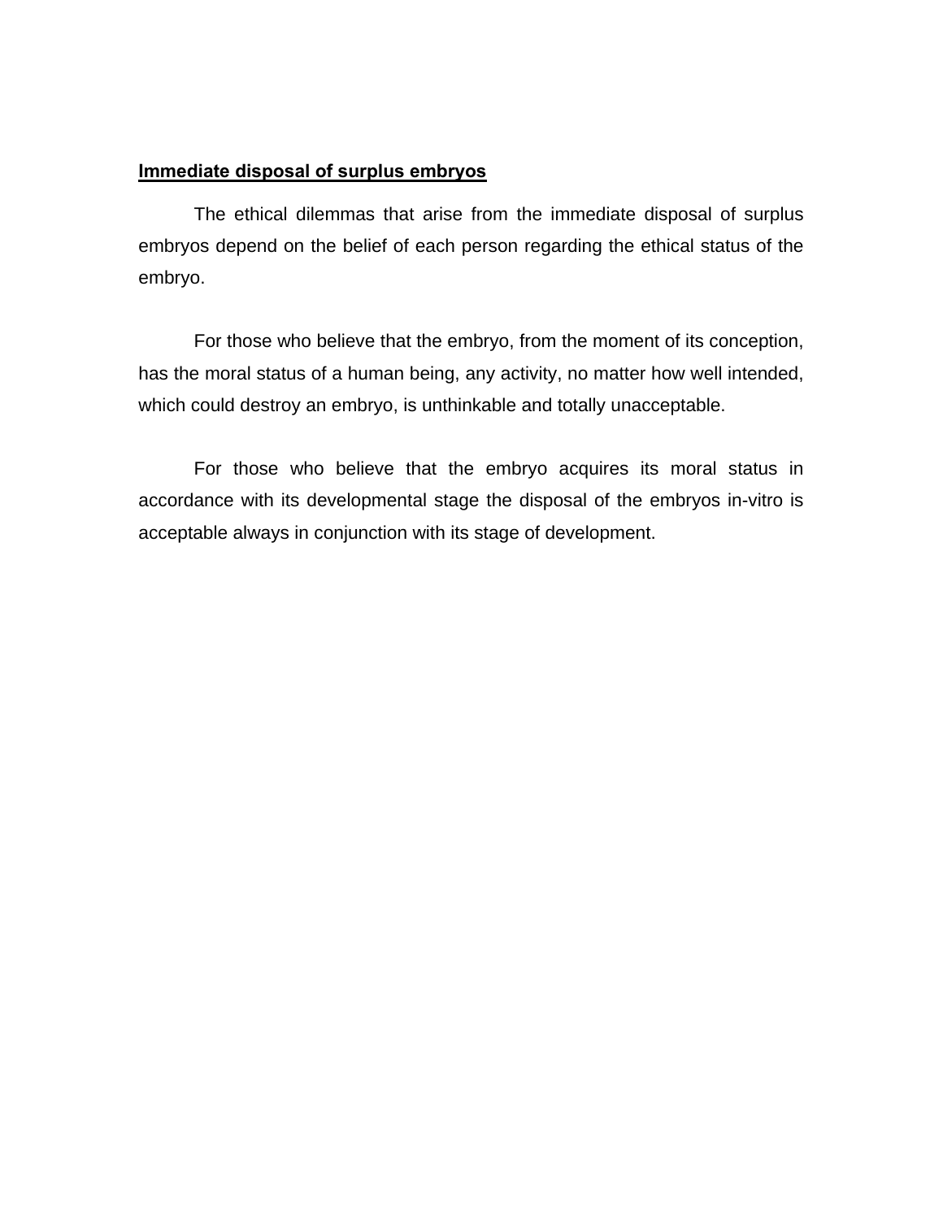## Immediate disposal of surplus embryos

The ethical dilemmas that arise from the immediate disposal of surplus embryos depend on the belief of each person regarding the ethical status of the embryo.

For those who believe that the embryo, from the moment of its conception, has the moral status of a human being, any activity, no matter how well intended, which could destroy an embryo, is unthinkable and totally unacceptable.

For those who believe that the embryo acquires its moral status in accordance with its developmental stage the disposal of the embryos in-vitro is acceptable always in conjunction with its stage of development.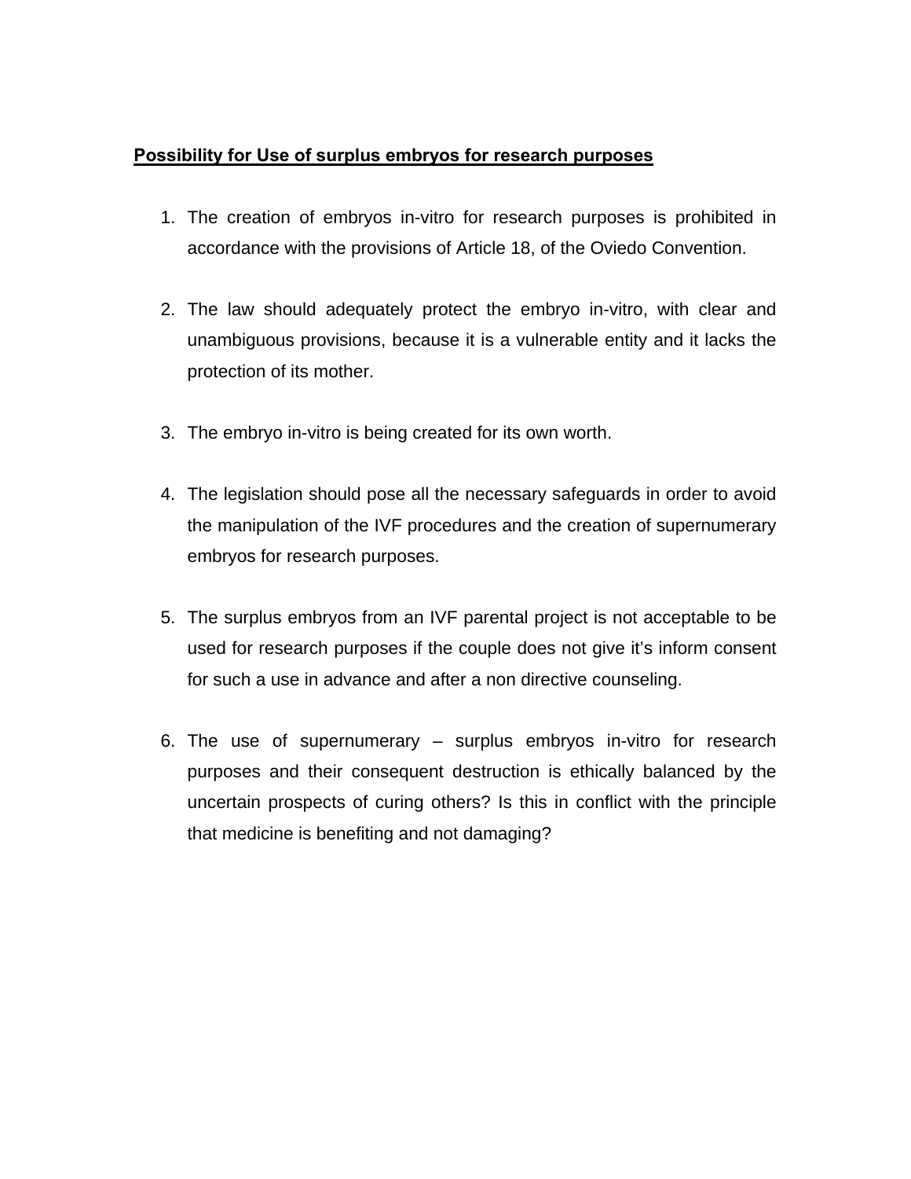**Possibility for Use of surplus embryos for research purposes**

1. The creation of embryos in-vitro for research purposes is prohibited in accordance with the provisions of Article 18, of the Oviedo Convention.

2. The law should adequately protect the embryo in-vitro, with clear and unambiguous provisions, because it is a vulnerable entity and it lacks the protection of its mother.

3. The embryo in-vitro is being created for its own worth.

4. The legislation should pose all the necessary safeguards in order to avoid the manipulation of the IVF procedures and the creation of supernumerary embryos for research purposes.

5. The surplus embryos from an IVF parental project is not acceptable to be used for research purposes if the couple does not give it's inform consent for such a use in advance and after a non directive counseling.

6. The use of supernumerary – surplus embryos in-vitro for research purposes and their consequent destruction is ethically balanced by the uncertain prospects of curing others? Is this in conflict with the principle that medicine is benefiting and not damaging?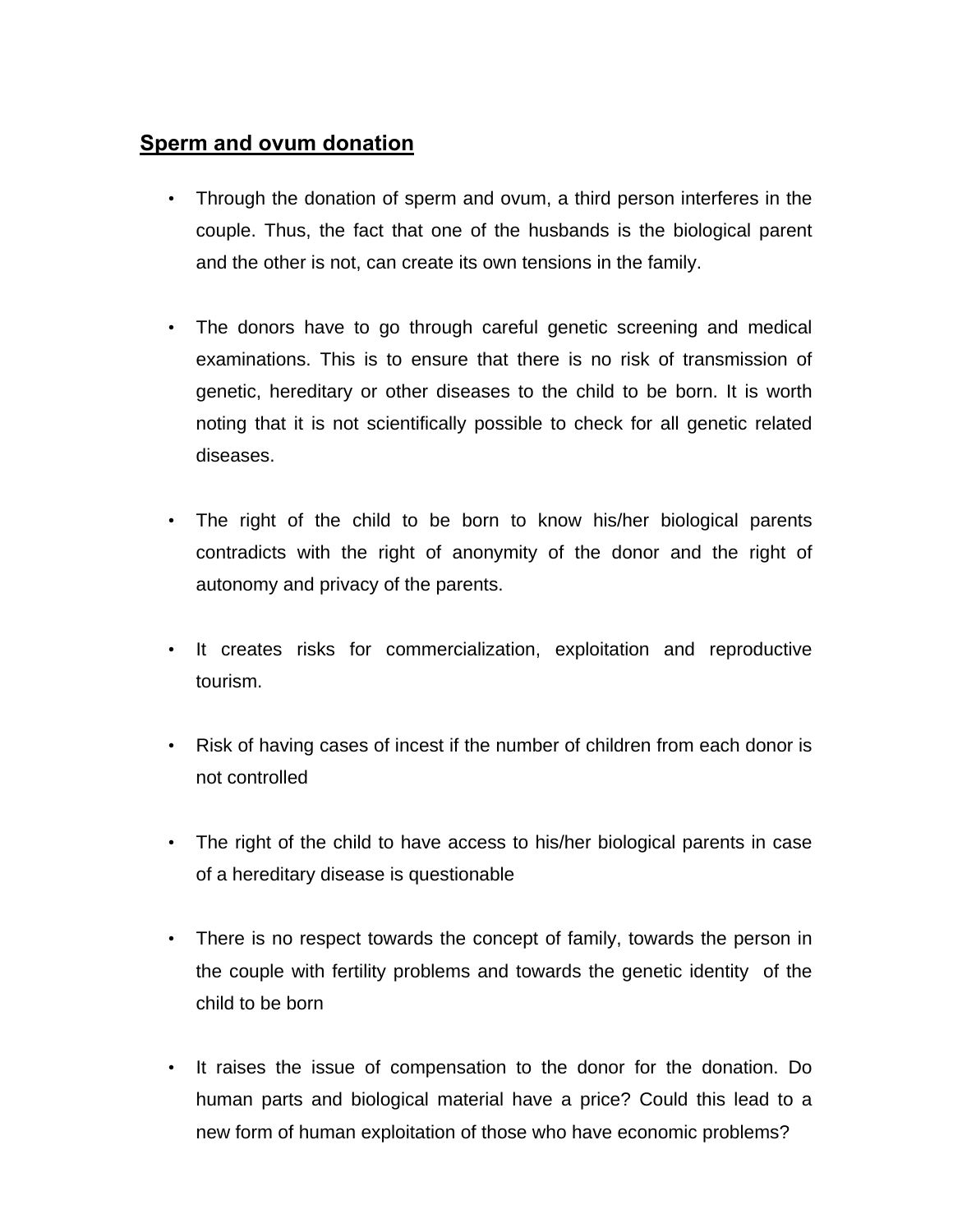## Sperm and ovum donation

- Through the donation of sperm and ovum, a third person interferes in the couple. Thus, the fact that one of the husbands is the biological parent and the other is not, can create its own tensions in the family.

- The donors have to go through careful genetic screening and medical examinations. This is to ensure that there is no risk of transmission of genetic, hereditary or other diseases to the child to be born. It is worth noting that it is not scientifically possible to check for all genetic related diseases.

- The right of the child to be born to know his/her biological parents contradicts with the right of anonymity of the donor and the right of autonomy and privacy of the parents.

- It creates risks for commercialization, exploitation and reproductive tourism.

- Risk of having cases of incest if the number of children from each donor is not controlled

- The right of the child to have access to his/her biological parents in case of a hereditary disease is questionable

- There is no respect towards the concept of family, towards the person in the couple with fertility problems and towards the genetic identity of the child to be born

- It raises the issue of compensation to the donor for the donation. Do human parts and biological material have a price? Could this lead to a new form of human exploitation of those who have economic problems?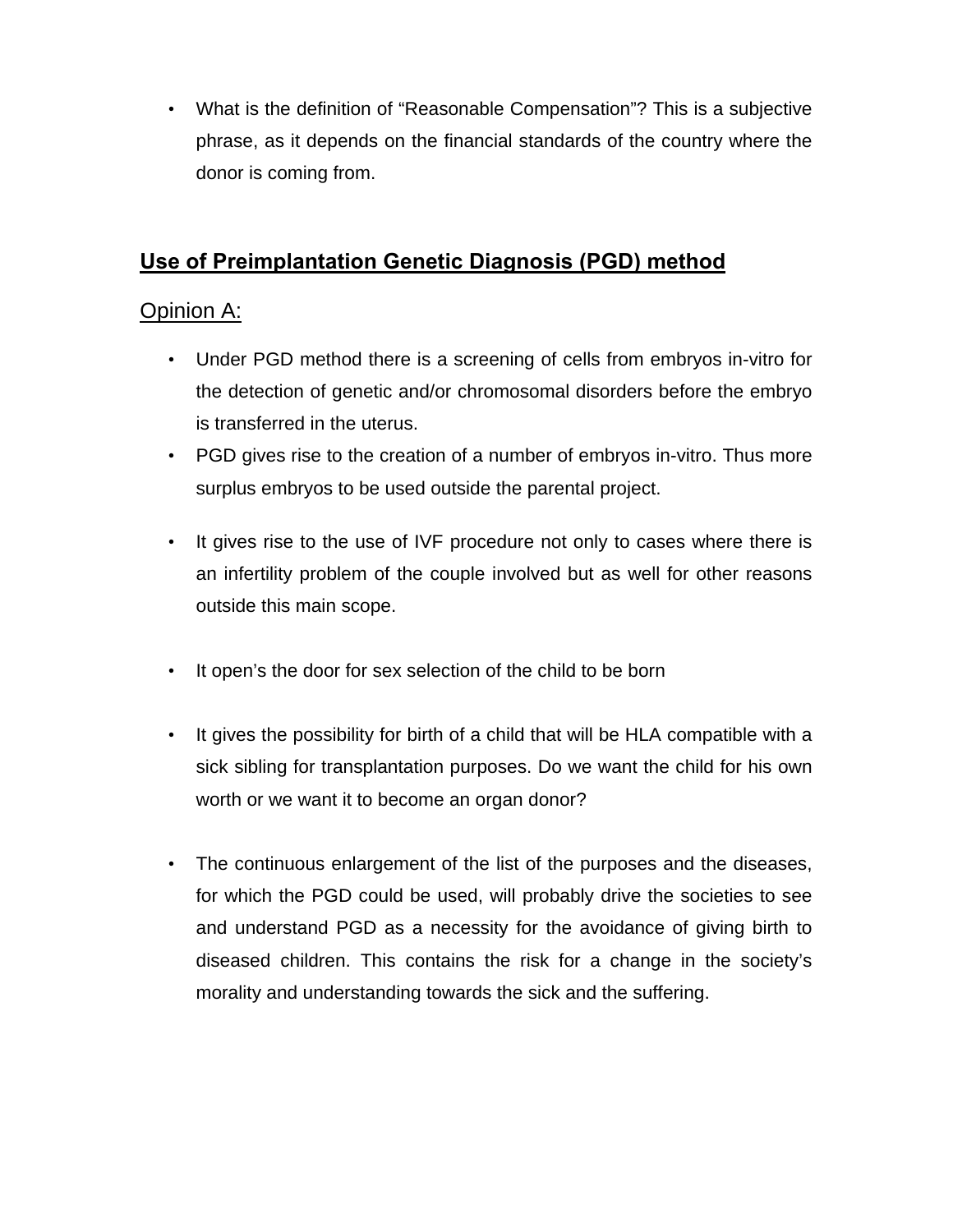- What is the definition of "Reasonable Compensation"? This is a subjective phrase, as it depends on the financial standards of the country where the donor is coming from.

## **Use of Preimplantation Genetic Diagnosis (PGD) method**

### Opinion A:

- Under PGD method there is a screening of cells from embryos in-vitro for the detection of genetic and/or chromosomal disorders before the embryo is transferred in the uterus.
- PGD gives rise to the creation of a number of embryos in-vitro. Thus more surplus embryos to be used outside the parental project.
- It gives rise to the use of IVF procedure not only to cases where there is an infertility problem of the couple involved but as well for other reasons outside this main scope.
- It open's the door for sex selection of the child to be born
- It gives the possibility for birth of a child that will be HLA compatible with a sick sibling for transplantation purposes. Do we want the child for his own worth or we want it to become an organ donor?
- The continuous enlargement of the list of the purposes and the diseases, for which the PGD could be used, will probably drive the societies to see and understand PGD as a necessity for the avoidance of giving birth to diseased children. This contains the risk for a change in the society's morality and understanding towards the sick and the suffering.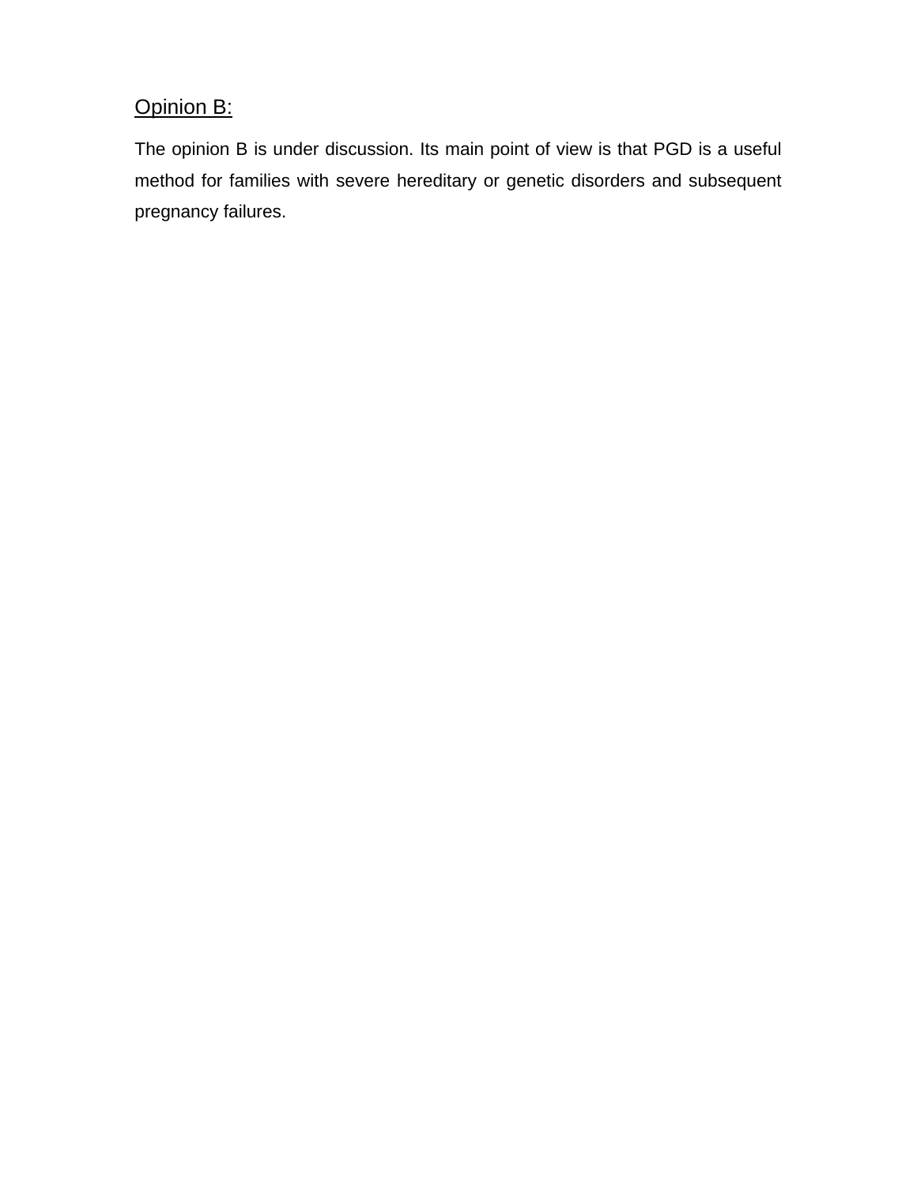## Opinion B:

The opinion B is under discussion. Its main point of view is that PGD is a useful method for families with severe hereditary or genetic disorders and subsequent pregnancy failures.